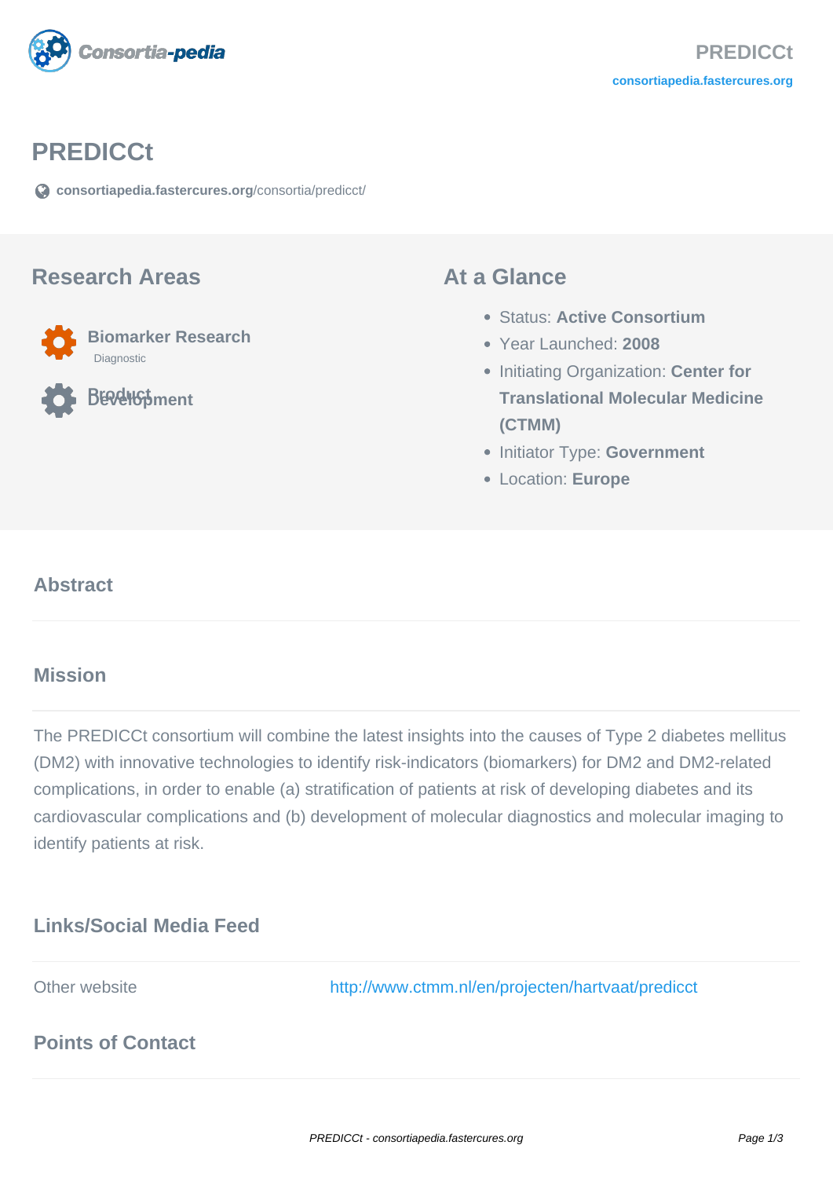# PREDICCt

consortiapedia.fastercures.org/consortia/predicct/

## Research Areas

**Biomarker Research**
Diagnostic

**Product Development**

## At a Glance

- Status: **Active Consortium**
- Year Launched: **2008**
- Initiating Organization: **Center for Translational Molecular Medicine (CTMM)**
- Initiator Type: **Government**
- Location: **Europe**

## Abstract

## Mission

The PREDICCt consortium will combine the latest insights into the causes of Type 2 diabetes mellitus (DM2) with innovative technologies to identify risk-indicators (biomarkers) for DM2 and DM2-related complications, in order to enable (a) stratification of patients at risk of developing diabetes and its cardiovascular complications and (b) development of molecular diagnostics and molecular imaging to identify patients at risk.

## Links/Social Media Feed

| Other website | http://www.ctmm.nl/en/projecten/hartvaat/predicct |
|---|---|

## Points of Contact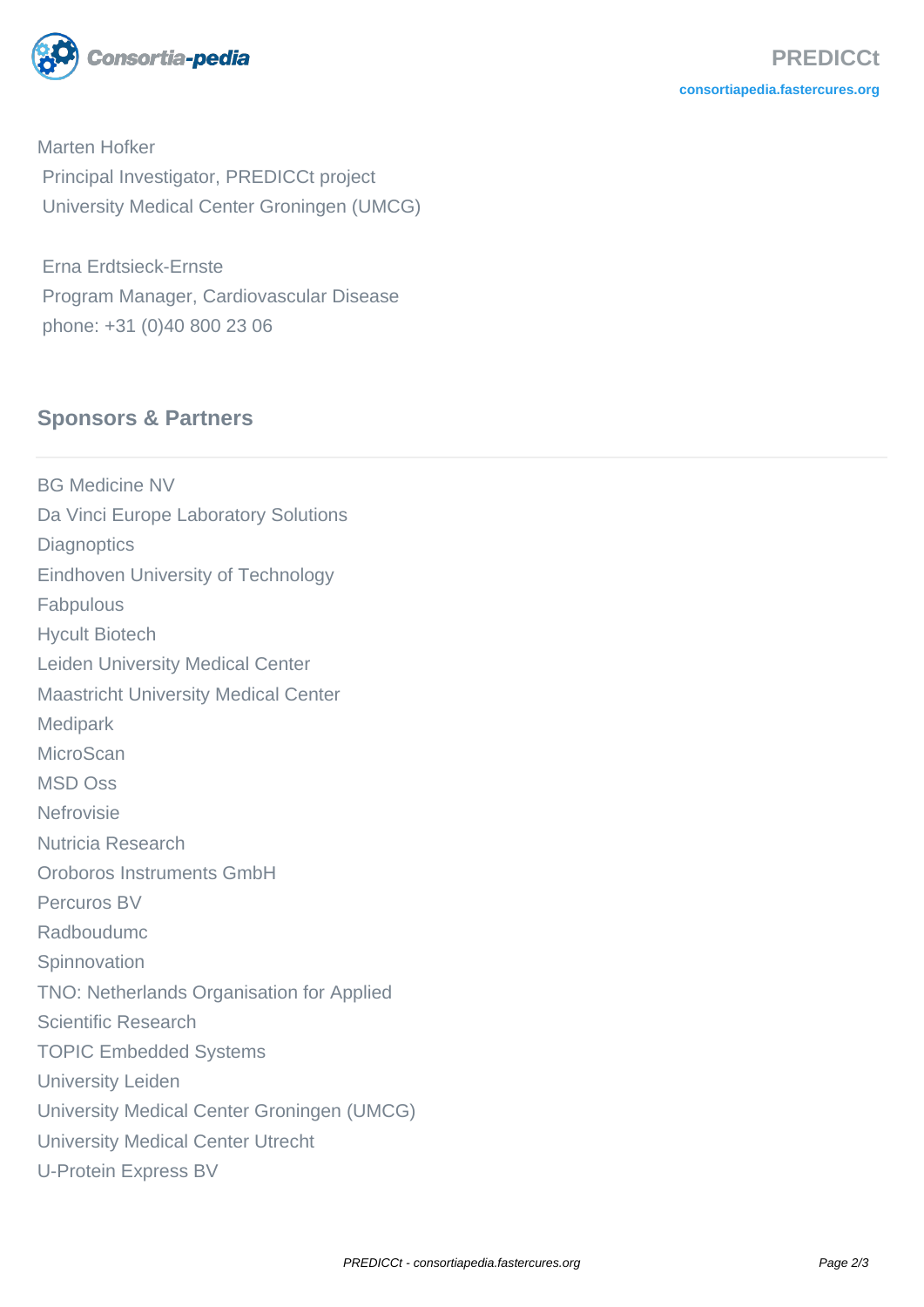Marten Hofker
Principal Investigator, PREDICCt project
University Medical Center Groningen (UMCG)

Erna Erdtsieck-Ernste
Program Manager, Cardiovascular Disease
phone: +31 (0)40 800 23 06

## Sponsors & Partners

BG Medicine NV
Da Vinci Europe Laboratory Solutions
Diagnoptics
Eindhoven University of Technology
Fabpulous
Hycult Biotech
Leiden University Medical Center
Maastricht University Medical Center
Medipark
MicroScan
MSD Oss
Nefrovisie
Nutricia Research
Oroboros Instruments GmbH
Percuros BV
Radboudumc
Spinnovation
TNO: Netherlands Organisation for Applied Scientific Research
TOPIC Embedded Systems
University Leiden
University Medical Center Groningen (UMCG)
University Medical Center Utrecht
U-Protein Express BV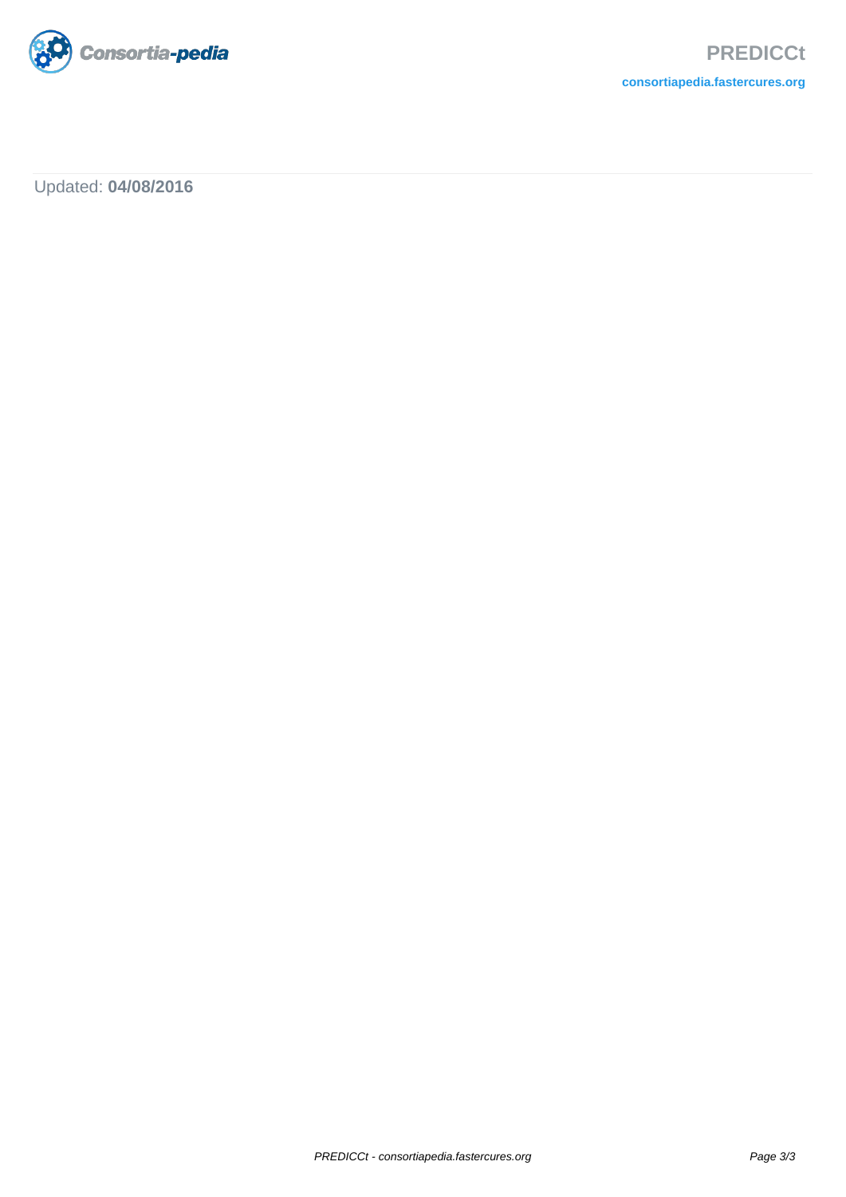Updated: **04/08/2016**